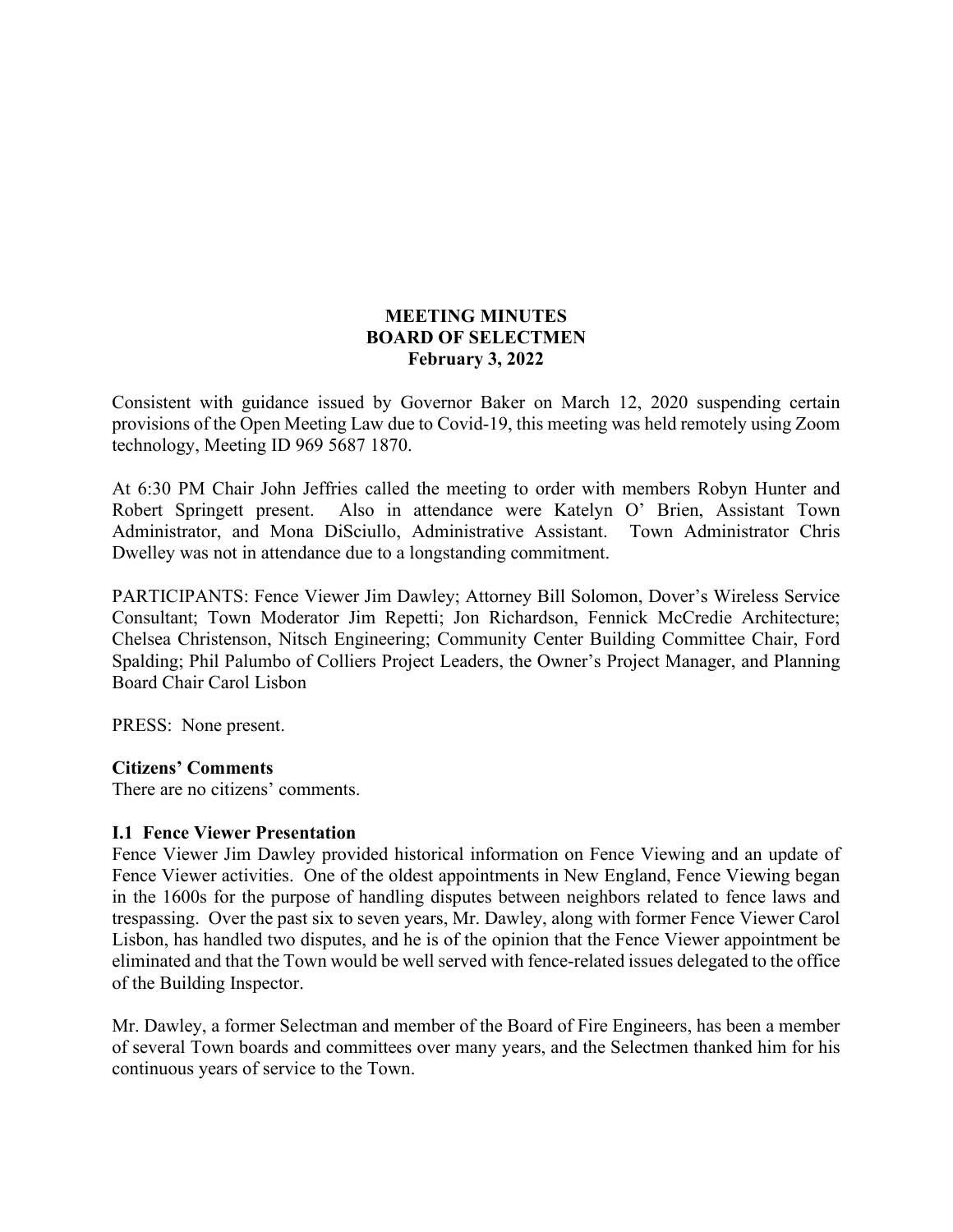**MEETING MINUTES**
**BOARD OF SELECTMEN**
**February 3, 2022**

Consistent with guidance issued by Governor Baker on March 12, 2020 suspending certain provisions of the Open Meeting Law due to Covid-19, this meeting was held remotely using Zoom technology, Meeting ID 969 5687 1870.

At 6:30 PM Chair John Jeffries called the meeting to order with members Robyn Hunter and Robert Springett present. Also in attendance were Katelyn O' Brien, Assistant Town Administrator, and Mona DiSciullo, Administrative Assistant. Town Administrator Chris Dwelley was not in attendance due to a longstanding commitment.

PARTICIPANTS: Fence Viewer Jim Dawley; Attorney Bill Solomon, Dover's Wireless Service Consultant; Town Moderator Jim Repetti; Jon Richardson, Fennick McCredie Architecture; Chelsea Christenson, Nitsch Engineering; Community Center Building Committee Chair, Ford Spalding; Phil Palumbo of Colliers Project Leaders, the Owner's Project Manager, and Planning Board Chair Carol Lisbon

PRESS: None present.

**Citizens' Comments**
There are no citizens' comments.

**I.1 Fence Viewer Presentation**
Fence Viewer Jim Dawley provided historical information on Fence Viewing and an update of Fence Viewer activities. One of the oldest appointments in New England, Fence Viewing began in the 1600s for the purpose of handling disputes between neighbors related to fence laws and trespassing. Over the past six to seven years, Mr. Dawley, along with former Fence Viewer Carol Lisbon, has handled two disputes, and he is of the opinion that the Fence Viewer appointment be eliminated and that the Town would be well served with fence-related issues delegated to the office of the Building Inspector.

Mr. Dawley, a former Selectman and member of the Board of Fire Engineers, has been a member of several Town boards and committees over many years, and the Selectmen thanked him for his continuous years of service to the Town.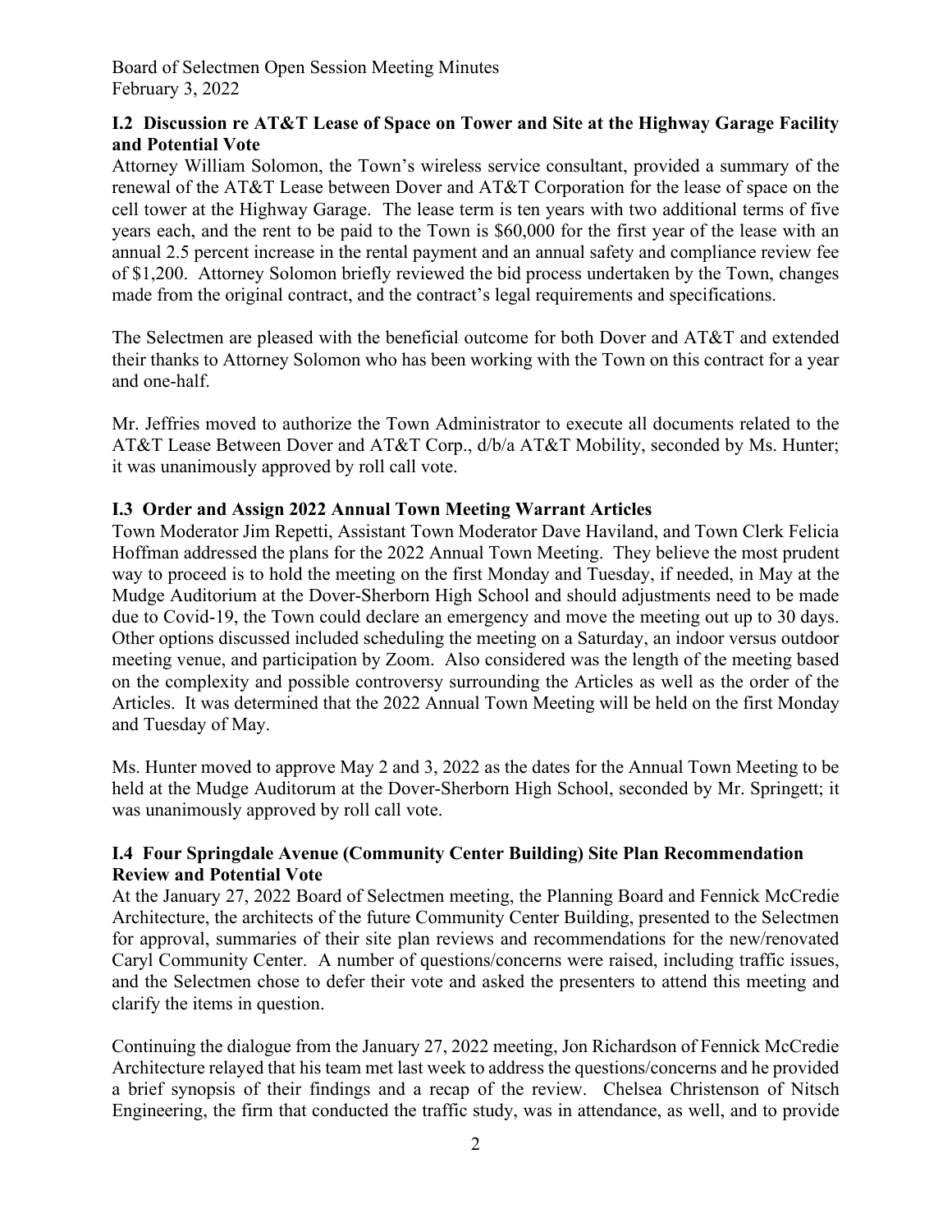### I.2 Discussion re AT&T Lease of Space on Tower and Site at the Highway Garage Facility and Potential Vote

Attorney William Solomon, the Town's wireless service consultant, provided a summary of the renewal of the AT&T Lease between Dover and AT&T Corporation for the lease of space on the cell tower at the Highway Garage. The lease term is ten years with two additional terms of five years each, and the rent to be paid to the Town is $60,000 for the first year of the lease with an annual 2.5 percent increase in the rental payment and an annual safety and compliance review fee of $1,200. Attorney Solomon briefly reviewed the bid process undertaken by the Town, changes made from the original contract, and the contract's legal requirements and specifications.

The Selectmen are pleased with the beneficial outcome for both Dover and AT&T and extended their thanks to Attorney Solomon who has been working with the Town on this contract for a year and one-half.

Mr. Jeffries moved to authorize the Town Administrator to execute all documents related to the AT&T Lease Between Dover and AT&T Corp., d/b/a AT&T Mobility, seconded by Ms. Hunter; it was unanimously approved by roll call vote.

### I.3 Order and Assign 2022 Annual Town Meeting Warrant Articles

Town Moderator Jim Repetti, Assistant Town Moderator Dave Haviland, and Town Clerk Felicia Hoffman addressed the plans for the 2022 Annual Town Meeting. They believe the most prudent way to proceed is to hold the meeting on the first Monday and Tuesday, if needed, in May at the Mudge Auditorium at the Dover-Sherborn High School and should adjustments need to be made due to Covid-19, the Town could declare an emergency and move the meeting out up to 30 days. Other options discussed included scheduling the meeting on a Saturday, an indoor versus outdoor meeting venue, and participation by Zoom. Also considered was the length of the meeting based on the complexity and possible controversy surrounding the Articles as well as the order of the Articles. It was determined that the 2022 Annual Town Meeting will be held on the first Monday and Tuesday of May.

Ms. Hunter moved to approve May 2 and 3, 2022 as the dates for the Annual Town Meeting to be held at the Mudge Auditorum at the Dover-Sherborn High School, seconded by Mr. Springett; it was unanimously approved by roll call vote.

### I.4 Four Springdale Avenue (Community Center Building) Site Plan Recommendation Review and Potential Vote

At the January 27, 2022 Board of Selectmen meeting, the Planning Board and Fennick McCredie Architecture, the architects of the future Community Center Building, presented to the Selectmen for approval, summaries of their site plan reviews and recommendations for the new/renovated Caryl Community Center. A number of questions/concerns were raised, including traffic issues, and the Selectmen chose to defer their vote and asked the presenters to attend this meeting and clarify the items in question.

Continuing the dialogue from the January 27, 2022 meeting, Jon Richardson of Fennick McCredie Architecture relayed that his team met last week to address the questions/concerns and he provided a brief synopsis of their findings and a recap of the review. Chelsea Christenson of Nitsch Engineering, the firm that conducted the traffic study, was in attendance, as well, and to provide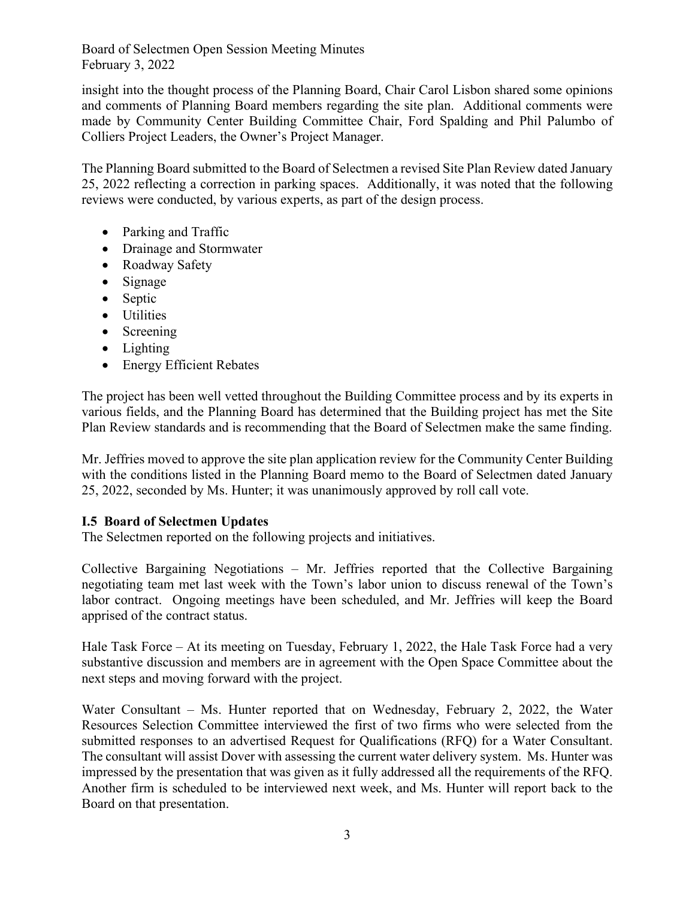insight into the thought process of the Planning Board, Chair Carol Lisbon shared some opinions and comments of Planning Board members regarding the site plan. Additional comments were made by Community Center Building Committee Chair, Ford Spalding and Phil Palumbo of Colliers Project Leaders, the Owner's Project Manager.

The Planning Board submitted to the Board of Selectmen a revised Site Plan Review dated January 25, 2022 reflecting a correction in parking spaces. Additionally, it was noted that the following reviews were conducted, by various experts, as part of the design process.

- Parking and Traffic
- Drainage and Stormwater
- Roadway Safety
- Signage
- Septic
- Utilities
- Screening
- Lighting
- Energy Efficient Rebates

The project has been well vetted throughout the Building Committee process and by its experts in various fields, and the Planning Board has determined that the Building project has met the Site Plan Review standards and is recommending that the Board of Selectmen make the same finding.

Mr. Jeffries moved to approve the site plan application review for the Community Center Building with the conditions listed in the Planning Board memo to the Board of Selectmen dated January 25, 2022, seconded by Ms. Hunter; it was unanimously approved by roll call vote.

### I.5 Board of Selectmen Updates

The Selectmen reported on the following projects and initiatives.

Collective Bargaining Negotiations – Mr. Jeffries reported that the Collective Bargaining negotiating team met last week with the Town's labor union to discuss renewal of the Town's labor contract. Ongoing meetings have been scheduled, and Mr. Jeffries will keep the Board apprised of the contract status.

Hale Task Force – At its meeting on Tuesday, February 1, 2022, the Hale Task Force had a very substantive discussion and members are in agreement with the Open Space Committee about the next steps and moving forward with the project.

Water Consultant – Ms. Hunter reported that on Wednesday, February 2, 2022, the Water Resources Selection Committee interviewed the first of two firms who were selected from the submitted responses to an advertised Request for Qualifications (RFQ) for a Water Consultant. The consultant will assist Dover with assessing the current water delivery system. Ms. Hunter was impressed by the presentation that was given as it fully addressed all the requirements of the RFQ. Another firm is scheduled to be interviewed next week, and Ms. Hunter will report back to the Board on that presentation.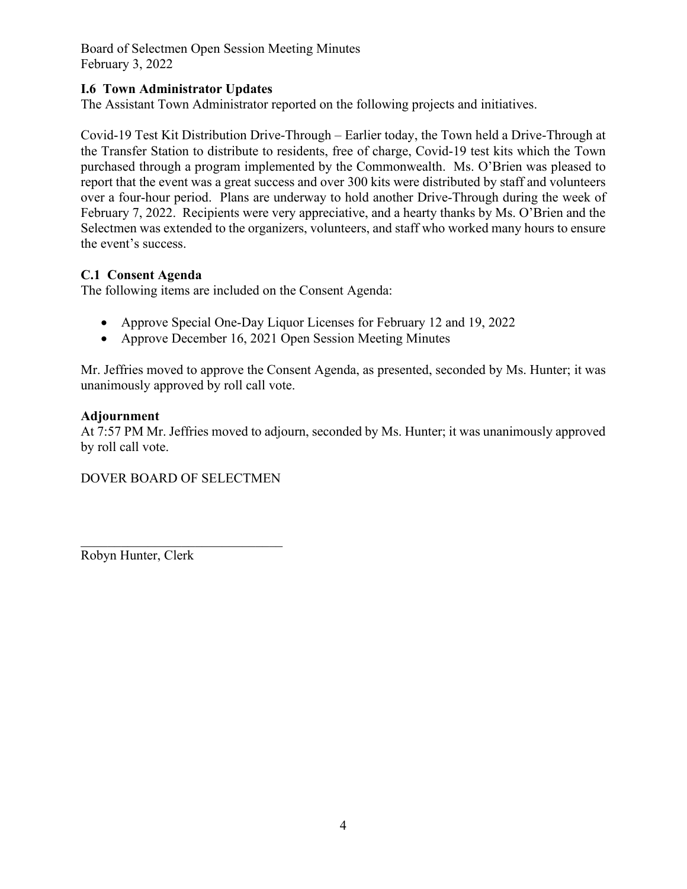### I.6 Town Administrator Updates

The Assistant Town Administrator reported on the following projects and initiatives.

Covid-19 Test Kit Distribution Drive-Through – Earlier today, the Town held a Drive-Through at the Transfer Station to distribute to residents, free of charge, Covid-19 test kits which the Town purchased through a program implemented by the Commonwealth. Ms. O'Brien was pleased to report that the event was a great success and over 300 kits were distributed by staff and volunteers over a four-hour period. Plans are underway to hold another Drive-Through during the week of February 7, 2022. Recipients were very appreciative, and a hearty thanks by Ms. O'Brien and the Selectmen was extended to the organizers, volunteers, and staff who worked many hours to ensure the event's success.

### C.1 Consent Agenda

The following items are included on the Consent Agenda:

- Approve Special One-Day Liquor Licenses for February 12 and 19, 2022
- Approve December 16, 2021 Open Session Meeting Minutes

Mr. Jeffries moved to approve the Consent Agenda, as presented, seconded by Ms. Hunter; it was unanimously approved by roll call vote.

### Adjournment

At 7:57 PM Mr. Jeffries moved to adjourn, seconded by Ms. Hunter; it was unanimously approved by roll call vote.

DOVER BOARD OF SELECTMEN

_______________________________
Robyn Hunter, Clerk